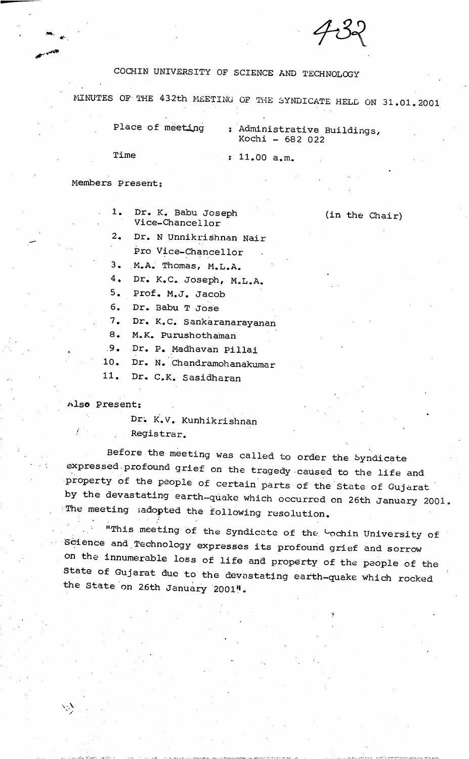# COCHIN UNIVERSITY OF SCIENCE AND TECHNOLOGY

## MINUTES OF THE 432th MEETING OF THE SYNDICATE HELD ON 31.01.2001

Place of meeting : Administrative Buildings, Kochi - 682 022

Time : 11.00 a.m.

Members Present:

1. Dr. K. Babu Joseph, Vice-Chancellor (in the Chair)
2. Dr. N Unnikrishnan Nair, Pro Vice-Chancellor
3. M.A. Thomas, M.L.A.
4. Dr. K.C. Joseph, M.L.A.
5. Prof. M.J. Jacob
6. Dr. Babu T Jose
7. Dr. K.C. Sankaranarayanan
8. M.K. Purushothaman
9. Dr. P. Madhavan Pillai
10. Dr. N. Chandramohanakumar
11. Dr. C.K. Sasidharan

Also Present:

Dr. K.V. Kunhikrishnan
Registrar.

Before the meeting was called to order the Syndicate expressed profound grief on the tragedy caused to the life and property of the people of certain parts of the State of Gujarat by the devastating earth-quake which occurred on 26th January 2001. The meeting adopted the following resolution.

"This meeting of the Syndicate of the Cochin University of Science and Technology expresses its profound grief and sorrow on the innumerable loss of life and property of the people of the State of Gujarat due to the devastating earth-quake which rocked the State on 26th January 2001".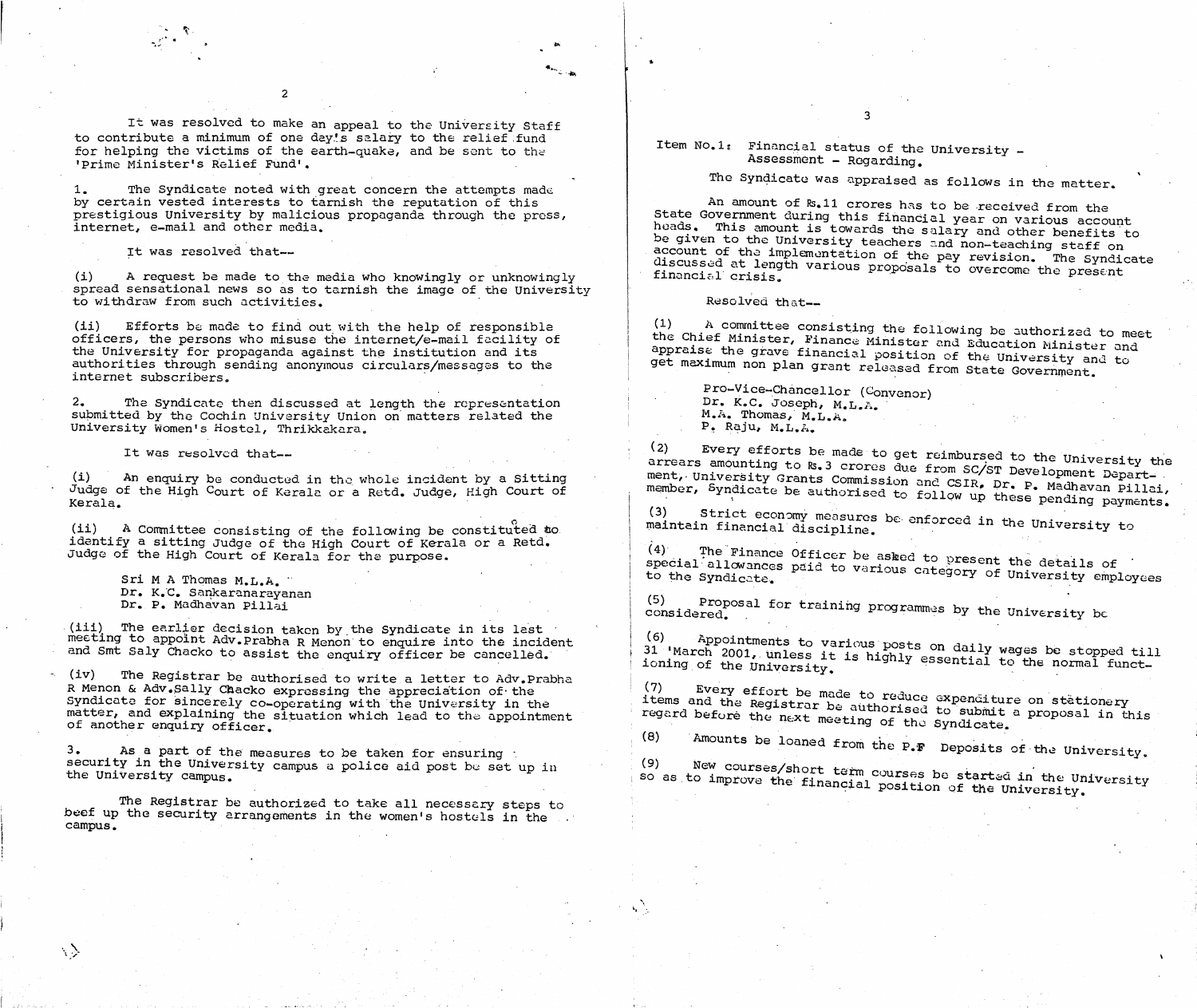It was resolved to make an appeal to the University Staff to contribute a minimum of one day's salary to the relief fund for helping the victims of the earth-quake, and be sent to the 'Prime Minister's Relief Fund'.

1. The Syndicate noted with great concern the attempts made by certain vested interests to tarnish the reputation of this prestigious University by malicious propaganda through the press, internet, e-mail and other media.

It was resolved that--

(i) A request be made to the media who knowingly or unknowingly spread sensational news so as to tarnish the image of the University to withdraw from such activities.

(ii) Efforts be made to find out with the help of responsible officers, the persons who misuse the internet/e-mail facility of the University for propaganda against the institution and its authorities through sending anonymous circulars/messages to the internet subscribers.

2. The Syndicate then discussed at length the representation submitted by the Cochin University Union on matters related the University Women's Hostel, Thrikkakara.

It was resolved that--

(i) An enquiry be conducted in the whole incident by a Sitting Judge of the High Court of Kerala or a Retd. Judge, High Court of Kerala.

(ii) A Committee consisting of the following be constituted to identify a sitting Judge of the High Court of Kerala or a Retd. Judge of the High Court of Kerala for the purpose.

Sri M A Thomas M.L.A.
Dr. K.C. Sankaranarayanan
Dr. P. Madhavan Pillai

(iii) The earlier decision taken by the Syndicate in its last meeting to appoint Adv.Prabha R Menon to enquire into the incident and Smt Saly Chacko to assist the enquiry officer be cancelled.

(iv) The Registrar be authorised to write a letter to Adv.Prabha R Menon & Adv.Sally Chacko expressing the appreciation of the Syndicate for sincerely co-operating with the University in the matter, and explaining the situation which lead to the appointment of another enquiry officer.

3. As a part of the measures to be taken for ensuring security in the University campus a police aid post be set up in the University campus.

The Registrar be authorized to take all necessary steps to beef up the security arrangements in the women's hostels in the campus.

Item No.1: Financial status of the University - Assessment - Regarding.

The Syndicate was appraised as follows in the matter.

An amount of Rs.11 crores has to be received from the State Government during this financial year on various account heads. This amount is towards the salary and other benefits to be given to the University teachers and non-teaching staff on account of the implementation of the pay revision. The Syndicate discussed at length various proposals to overcome the present financial crisis.

Resolved that--

(1) A committee consisting the following be authorized to meet the Chief Minister, Finance Minister and Education Minister and appraise the grave financial position of the University and to get maximum non plan grant released from State Government.

Pro-Vice-Chancellor (Convenor)
Dr. K.C. Joseph, M.L.A.
M.A. Thomas, M.L.A.
P. Raju, M.L.A.

(2) Every efforts be made to get reimbursed to the University the arrears amounting to Rs.3 crores due from SC/ST Development Department, University Grants Commission and CSIR. Dr. P. Madhavan Pillai, member, Syndicate be authorised to follow up these pending payments.

(3) Strict economy measures be enforced in the University to maintain financial discipline.

(4) The Finance Officer be asked to present the details of special allowances paid to various category of University employees to the Syndicate.

(5) Proposal for training programmes by the University be considered.

(6) Appointments to various posts on daily wages be stopped till 31 March 2001, unless it is highly essential to the normal functioning of the University.

(7) Every effort be made to reduce expenditure on stationery items and the Registrar be authorised to submit a proposal in this regard before the next meeting of the Syndicate.

(8) Amounts be loaned from the P.F Deposits of the University.

(9) New courses/short term courses be started in the University so as to improve the financial position of the University.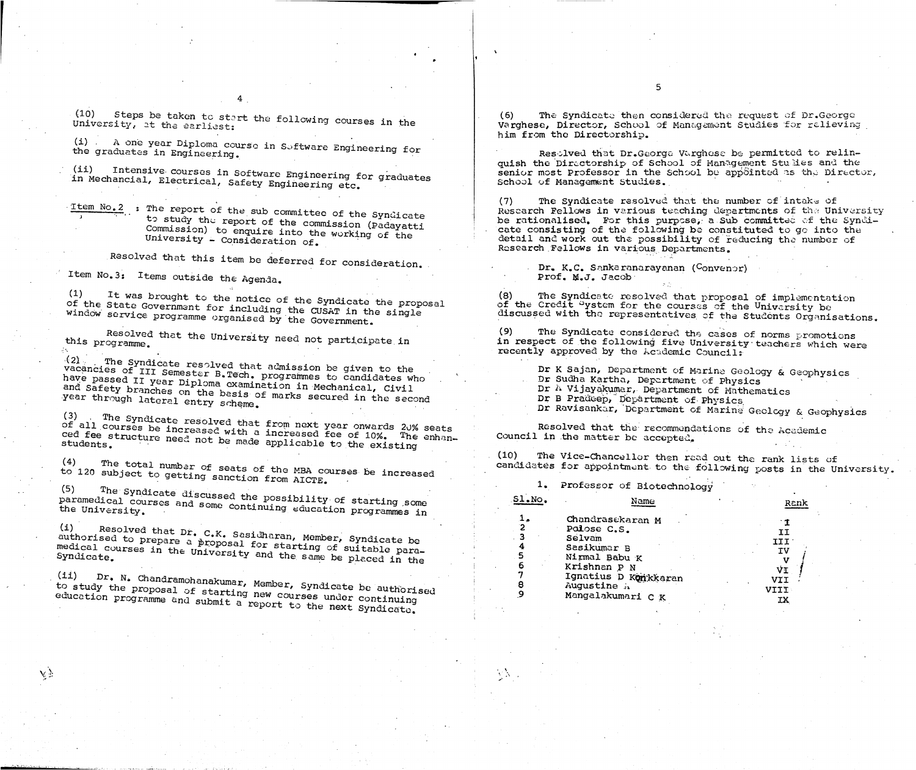(10) Steps be taken to start the following courses in the University, at the earliest:

(i) A one year Diploma course in Software Engineering for the graduates in Engineering.

(ii) Intensive courses in Software Engineering for graduates in Mechancial, Electrical, Safety Engineering etc.

Item No.2 : The report of the sub committee of the Syndicate to study the report of the commission (Padayatti Commission) to enquire into the working of the University - Consideration of.

Resolved that this item be deferred for consideration.

Item No.3: Items outside the Agenda.

(1) It was brought to the notice of the Syndicate the proposal of the State Government for including the CUSAT in the single window service programme organised by the Government.

Resolved that the University need not participate in this programme.

(2) The Syndicate resolved that admission be given to the vacancies of III Semester B.Tech. programmes to candidates who have passed II year Diploma examination in Mechanical, Civil and Safety branches on the basis of marks secured in the second year through lateral entry scheme.

(3) The Syndicate resolved that from next year onwards 20% seats of all courses be increased with a increased fee of 10%. The enhanced fee structure need not be made applicable to the existing students.

(4) The total number of seats of the MBA courses be increased to 120 subject to getting sanction from AICTE.

(5) The Syndicate discussed the possibility of starting some paramedical courses and some continuing education programmes in the University.

(i) Resolved that Dr. C.K. Sasidharan, Member, Syndicate be authorised to prepare a proposal for starting of suitable paramedical courses in the University and the same be placed in the Syndicate.

(ii) Dr. N. Chandramohanakumar, Member, Syndicate be authorised to study the proposal of starting new courses under continuing education programme and submit a report to the next Syndicate.

(6) The Syndicate then considered the request of Dr.George Varghese, Director, School of Management Studies for relieving him from the Directorship.

Resolved that Dr.George Varghese be permitted to relinquish the Directorship of School of Management Studies and the senior most Professor in the School be appointed as the Director, School of Management Studies.

(7) The Syndicate resolved that the number of intake of Research Fellows in various teaching departments of the University be rationalised. For this purpose, a Sub committee of the Syndicate consisting of the following be constituted to go into the detail and work out the possibility of reducing the number of Research Fellows in various Departments.

Dr. K.C. Sankaranarayanan (Convenor)
Prof. M.J. Jacob

(8) The Syndicate resolved that proposal of implementation of the Credit System for the courses of the University be discussed with the representatives of the Students Organisations.

(9) The Syndicate considered the cases of norms promotions in respect of the following five University teachers which were recently approved by the Academic Council:

Dr K Sajan, Department of Marine Geology & Geophysics
Dr Sudha Kartha, Department of Physics
Dr A Vijayakumar, Department of Mathematics
Dr B Pradeep, Department of Physics
Dr Ravisankar, Department of Marine Geology & Geophysics

Resolved that the recommendations of the Academic Council in the matter be accepted.

(10) The Vice-Chancellor then read out the rank lists of candidates for appointment to the following posts in the University.

1. Professor of Biotechnology

| Sl.No. | Name | Rank |
|---|---|---|
| 1. | Chandrasekaran M | I |
| 2 | Paiose C.S. | II |
| 3 | Selvam | III |
| 4 | Sasikumar B | IV |
| 5 | Nirmal Babu K | V |
| 6 | Krishnan P N | VI |
| 7 | Ignatius D Konikkaran | VII |
| 8 | Augustine A | VIII |
| 9 | Mangalakumari C K | IX |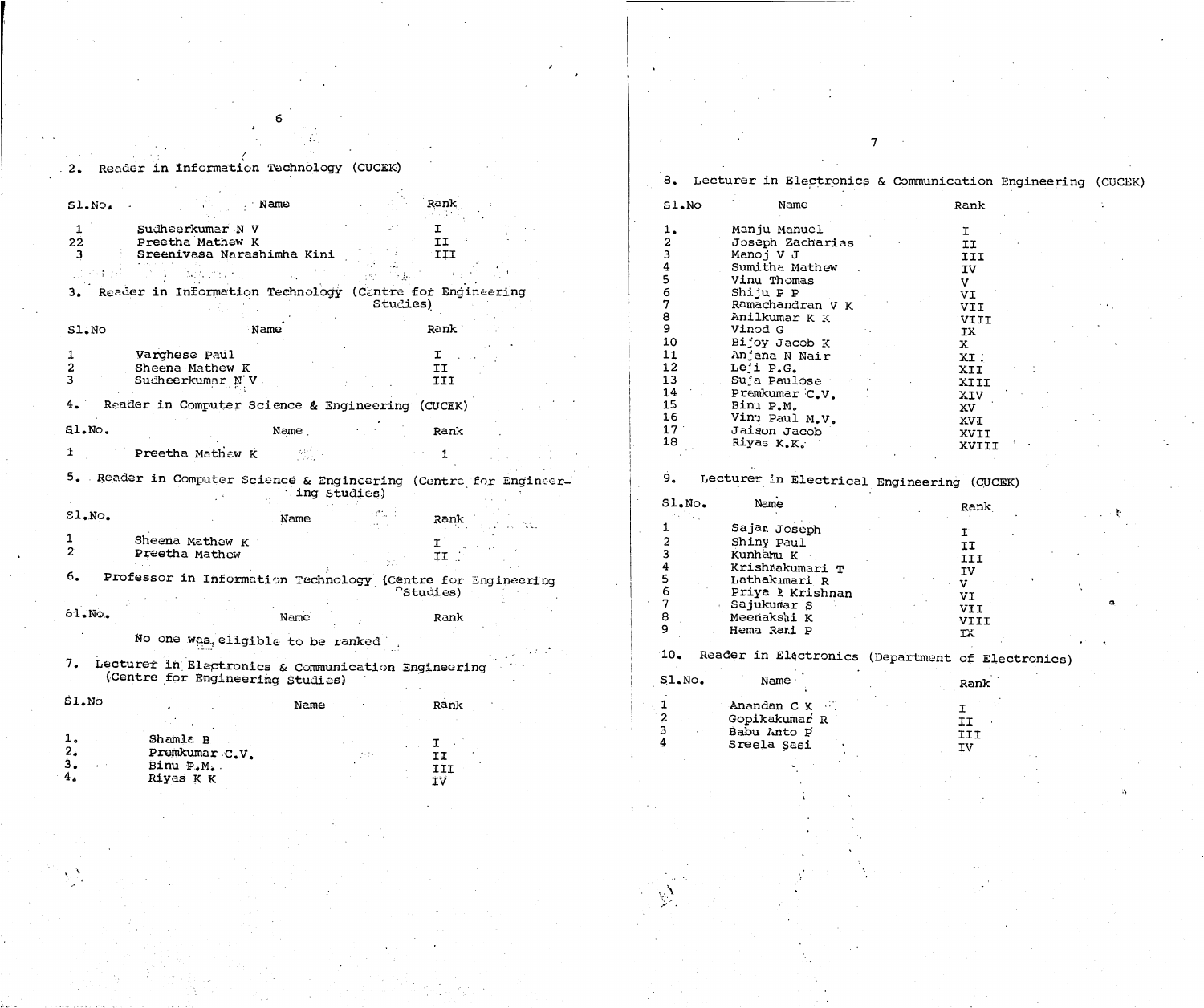2. Reader in Information Technology (CUCEK)

| Sl.No. | Name | Rank |
|---|---|---|
| 1 | Sudheerkumar N V | I |
| 22 | Preetha Mathew K | II |
| 3 | Sreenivasa Narashimha Kini | III |

3. Reader in Information Technology (Centre for Engineering Studies)

| Sl.No | Name | Rank |
|---|---|---|
| 1 | Varghese Paul | I |
| 2 | Sheena Mathew K | II |
| 3 | Sudheerkumar N V | III |

4. Reader in Computer Science & Engineering (CUCEK)

| Sl.No. | Name | Rank |
|---|---|---|
| 1 | Preetha Mathew K | 1 |

5. Reader in Computer Science & Engineering (Centre for Engineering Studies)

| Sl.No. | Name | Rank |
|---|---|---|
| 1 | Sheena Mathew K | I |
| 2 | Preetha Mathew | II |

6. Professor in Information Technology (Centre for Engineering Studies)

| Sl.No. | Name | Rank |
|---|---|---|

No one was eligible to be ranked

7. Lecturer in Electronics & Communication Engineering (Centre for Engineering Studies)

| Sl.No | Name | Rank |
|---|---|---|
| 1. | Shamla B | I |
| 2. | Premkumar C.V. | II |
| 3. | Binu P.M. | III |
| 4. | Riyas K K | IV |

8. Lecturer in Electronics & Communication Engineering (CUCEK)

| Sl.No | Name | Rank |
|---|---|---|
| 1. | Manju Manuel | I |
| 2 | Joseph Zacharias | II |
| 3 | Manoj V J | III |
| 4 | Sumitha Mathew | IV |
| 5 | Vinu Thomas | V |
| 6 | Shiju P P | VI |
| 7 | Ramachandran V K | VII |
| 8 | Anilkumar K K | VIII |
| 9 | Vinod G | IX |
| 10 | Bijoy Jacob K | X |
| 11 | Anjana N Nair | XI |
| 12 | Leji P.G. | XII |
| 13 | Suja Paulose | XIII |
| 14 | Premkumar C.V. | XIV |
| 15 | Binu P.M. | XV |
| 16 | Vinu Paul M.V. | XVI |
| 17 | Jaison Jacob | XVII |
| 18 | Riyas K.K. | XVIII |

9. Lecturer in Electrical Engineering (CUCEK)

| Sl.No. | Name | Rank |
|---|---|---|
| 1 | Sajan Joseph | I |
| 2 | Shiny Paul | II |
| 3 | Kunhamu K | III |
| 4 | Krishnakumari T | IV |
| 5 | Lathakumari R | V |
| 6 | Priya R Krishnan | VI |
| 7 | Sajukumar S | VII |
| 8 | Meenakshi K | VIII |
| 9 | Hema Rani P | IX |

10. Reader in Electronics (Department of Electronics)

| Sl.No. | Name | Rank |
|---|---|---|
| 1 | Anandan C K | I |
| 2 | Gopikakumar R | II |
| 3 | Babu Anto P | III |
| 4 | Sreela Sasi | IV |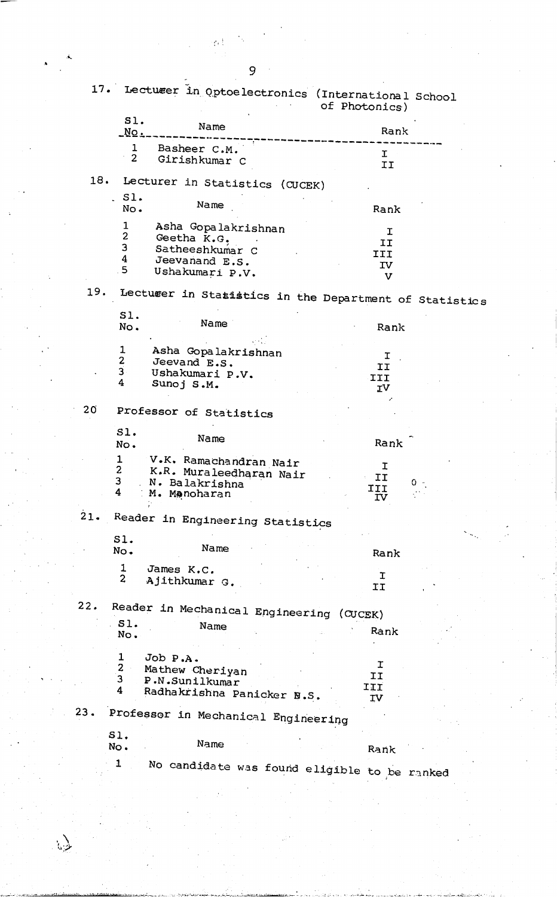17. Lectueer in Optoelectronics (International School of Photonics)

| Sl. No. | Name | Rank |
|---|---|---|
| 1 | Basheer C.M. | I |
| 2 | Girishkumar C | II |

18. Lecturer in Statistics (CUCEK)

| Sl. No. | Name | Rank |
|---|---|---|
| 1 | Asha Gopalakrishnan | I |
| 2 | Geetha K.G. | II |
| 3 | Satheeshkumar C | III |
| 4 | Jeevanand E.S. | IV |
| 5 | Ushakumari P.V. | V |

19. Lectueer in Statistics in the Department of Statistics

| Sl. No. | Name | Rank |
|---|---|---|
| 1 | Asha Gopalakrishnan | I |
| 2 | Jeevand E.S. | II |
| 3 | Ushakumari P.V. | III |
| 4 | Sunoj S.M. | IV |

20 Professor of Statistics

| Sl. No. | Name | Rank |
|---|---|---|
| 1 | V.K. Ramachandran Nair | I |
| 2 | K.R. Muraleedharan Nair | II |
| 3 | N. Balakrishna | III |
| 4 | M. Manoharan | IV |

21. Reader in Engineering Statistics

| Sl. No. | Name | Rank |
|---|---|---|
| 1 | James K.C. | I |
| 2 | Ajithkumar G. | II |

22. Reader in Mechanical Engineering (CUCEK)

| Sl. No. | Name | Rank |
|---|---|---|
| 1 | Job P.A. | I |
| 2 | Mathew Cheriyan | II |
| 3 | P.N.Sunilkumar | III |
| 4 | Radhakrishna Panicker N.S. | IV |

23. Professor in Mechanical Engineering

| Sl. No. | Name | Rank |
|---|---|---|
| 1 | No candidate was found eligible to be ranked | |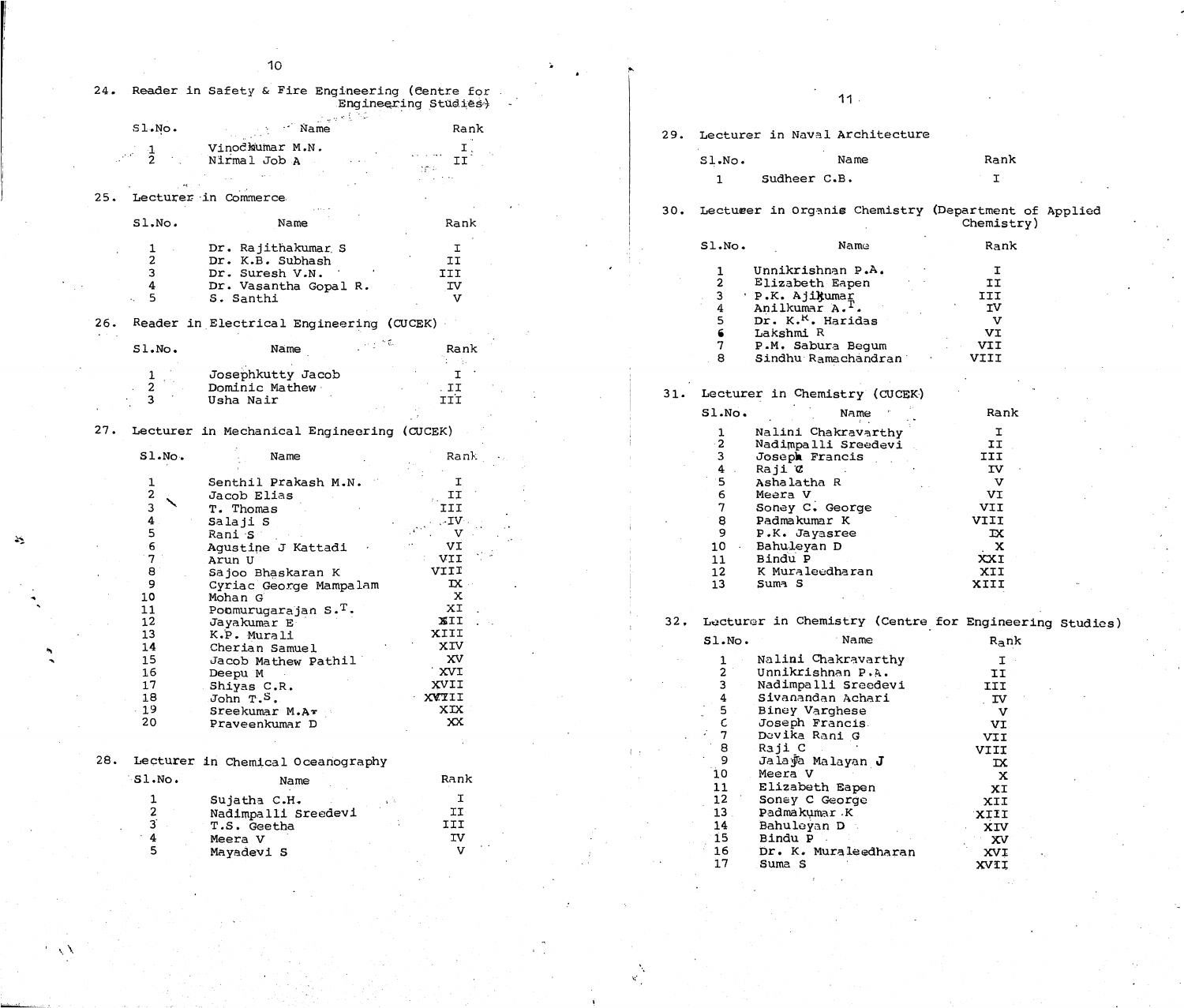24. Reader in Safety & Fire Engineering (Centre for Engineering Studies)

| Sl.No. | Name | Rank |
|---|---|---|
| 1 | Vinodkumar M.N. | I |
| 2 | Nirmal Job A | II |

25. Lecturer in Commerce

| Sl.No. | Name | Rank |
|---|---|---|
| 1 | Dr. Rajithakumar S | I |
| 2 | Dr. K.B. Subhash | II |
| 3 | Dr. Suresh V.N. | III |
| 4 | Dr. Vasantha Gopal R. | IV |
| 5 | S. Santhi | V |

26. Reader in Electrical Engineering (CUCEK)

| Sl.No. | Name | Rank |
|---|---|---|
| 1 | Josephkutty Jacob | I |
| 2 | Dominic Mathew | II |
| 3 | Usha Nair | III |

27. Lecturer in Mechanical Engineering (CUCEK)

| Sl.No. | Name | Rank |
|---|---|---|
| 1 | Senthil Prakash M.N. | I |
| 2 | Jacob Elias | II |
| 3 | T. Thomas | III |
| 4 | Salaji S | IV |
| 5 | Rani S | V |
| 6 | Agustine J Kattadi | VI |
| 7 | Arun U | VII |
| 8 | Sajoo Bhaskaran K | VIII |
| 9 | Cyriac George Mampalam | IX |
| 10 | Mohan G | X |
| 11 | Ponmurugarajan S.T. | XI |
| 12 | Jayakumar E | XII |
| 13 | K.P. Murali | XIII |
| 14 | Cherian Samuel | XIV |
| 15 | Jacob Mathew Pathil | XV |
| 16 | Deepu M | XVI |
| 17 | Shiyas C.R. | XVII |
| 18 | John T.S. | XVIII |
| 19 | Sreekumar M.A. | XIX |
| 20 | Praveenkumar D | XX |

28. Lecturer in Chemical Oceanography

| Sl.No. | Name | Rank |
|---|---|---|
| 1 | Sujatha C.H. | I |
| 2 | Nadimpalli Sreedevi | II |
| 3 | T.S. Geetha | III |
| 4 | Meera V | IV |
| 5 | Mayadevi S | V |

29. Lecturer in Naval Architecture

| Sl.No. | Name | Rank |
|---|---|---|
| 1 | Sudheer C.B. | I |

30. Lecturer in Organic Chemistry (Department of Applied Chemistry)

| Sl.No. | Name | Rank |
|---|---|---|
| 1 | Unnikrishnan P.A. | I |
| 2 | Elizabeth Eapen | II |
| 3 | P.K. Ajikumar | III |
| 4 | Anilkumar A.T. | IV |
| 5 | Dr. K.K. Haridas | V |
| 6 | Lakshmi R | VI |
| 7 | P.M. Sabura Begum | VII |
| 8 | Sindhu Ramachandran | VIII |

31. Lecturer in Chemistry (CUCEK)

| Sl.No. | Name | Rank |
|---|---|---|
| 1 | Nalini Chakravarthy | I |
| 2 | Nadimpalli Sreedevi | II |
| 3 | Joseph Francis | III |
| 4 | Raji C | IV |
| 5 | Ashalatha R | V |
| 6 | Meera V | VI |
| 7 | Soney C. George | VII |
| 8 | Padmakumar K | VIII |
| 9 | P.K. Jayasree | IX |
| 10 | Bahuleyan D | X |
| 11 | Bindu P | XXI |
| 12 | K Muraleedharan | XII |
| 13 | Suma S | XIII |

32. Lecturer in Chemistry (Centre for Engineering Studies)

| Sl.No. | Name | Rank |
|---|---|---|
| 1 | Nalini Chakravarthy | I |
| 2 | Unnikrishnan P.A. | II |
| 3 | Nadimpalli Sreedevi | III |
| 4 | Sivanandan Achari | IV |
| 5 | Biney Varghese | V |
| 6 | Joseph Francis | VI |
| 7 | Devika Rani G | VII |
| 8 | Raji C | VIII |
| 9 | Jalaja Malayan J | IX |
| 10 | Meera V | X |
| 11 | Elizabeth Eapen | XI |
| 12 | Soney C George | XII |
| 13 | Padmakumar K | XIII |
| 14 | Bahuleyan D | XIV |
| 15 | Bindu P | XV |
| 16 | Dr. K. Muraleedharan | XVI |
| 17 | Suma S | XVII |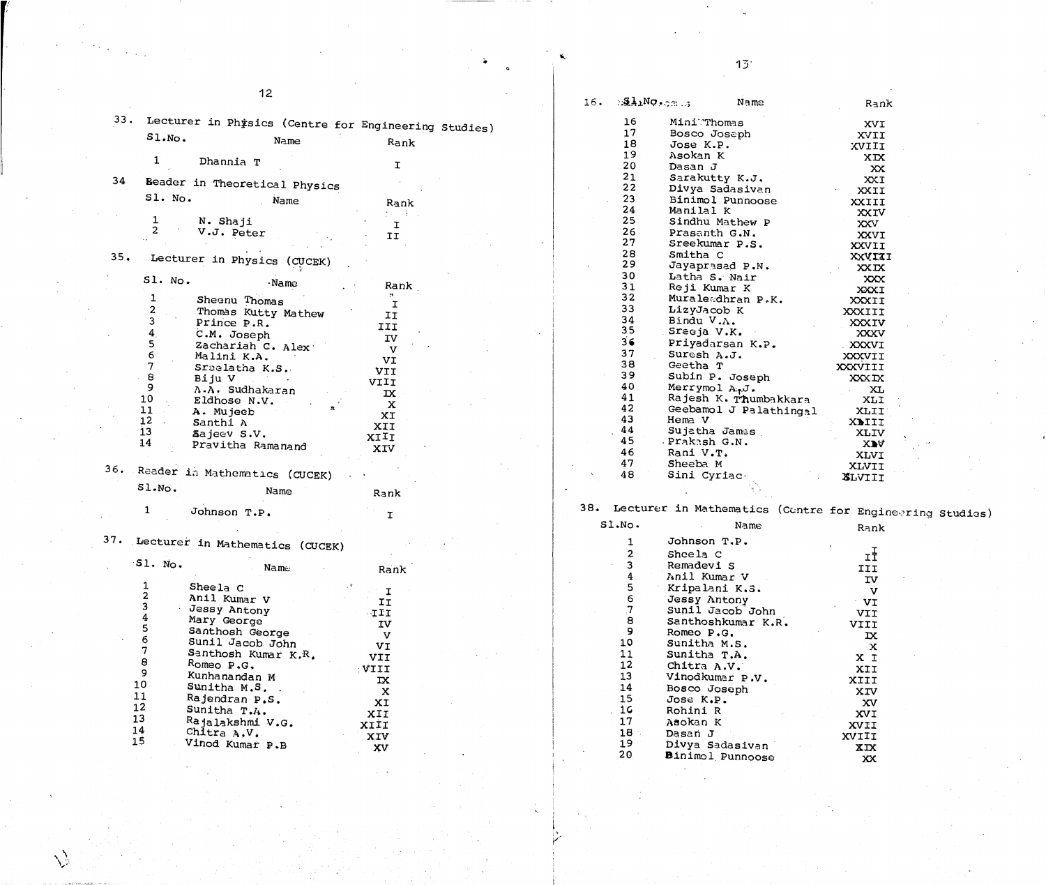33. Lecturer in Physics (Centre for Engineering Studies)

| Sl.No. | Name | Rank |
|---|---|---|
| 1 | Dhannia T | I |

34 Reader in Theoretical Physics

| Sl. No. | Name | Rank |
|---|---|---|
| 1 | N. Shaji | I |
| 2 | V.J. Peter | II |

35. Lecturer in Physics (CUCEK)

| Sl. No. | Name | Rank |
|---|---|---|
| 1 | Sheenu Thomas | I |
| 2 | Thomas Kutty Mathew | II |
| 3 | Prince P.R. | III |
| 4 | C.M. Joseph | IV |
| 5 | Zachariah C. Alex | V |
| 6 | Malini K.A. | VI |
| 7 | Sreelatha K.S. | VII |
| 8 | Biju V | VIII |
| 9 | A.A. Sudhakaran | IX |
| 10 | Eldhose N.V. | X |
| 11 | A. Mujeeb | XI |
| 12 | Santhi A | XII |
| 13 | Sajeev S.V. | XIII |
| 14 | Pravitha Ramanand | XIV |

36. Reader in Mathematics (CUCEK)

| Sl.No. | Name | Rank |
|---|---|---|
| 1 | Johnson T.P. | I |

37. Lecturer in Mathematics (CUCEK)

| Sl. No. | Name | Rank |
|---|---|---|
| 1 | Sheela C | I |
| 2 | Anil Kumar V | II |
| 3 | Jessy Antony | III |
| 4 | Mary George | IV |
| 5 | Santhosh George | V |
| 6 | Sunil Jacob John | VI |
| 7 | Santhosh Kumar K.R. | VII |
| 8 | Romeo P.G. | VIII |
| 9 | Kunhanandan M | IX |
| 10 | Sunitha M.S. | X |
| 11 | Rajendran P.S. | XI |
| 12 | Sunitha T.A. | XII |
| 13 | Rajalakshmi V.G. | XIII |
| 14 | Chitra A.V. | XIV |
| 15 | Vinod Kumar P.B | XV |
| 16 | Mini Thomas | XVI |
| 17 | Bosco Joseph | XVII |
| 18 | Jose K.P. | XVIII |
| 19 | Asokan K | XIX |
| 20 | Dasan J | XX |
| 21 | Sarakutty K.J. | XXI |
| 22 | Divya Sadasivan | XXII |
| 23 | Binimol Punnoose | XXIII |
| 24 | Manilal K | XXIV |
| 25 | Sindhu Mathew P | XXV |
| 26 | Prasanth G.N. | XXVI |
| 27 | Sreekumar P.S. | XXVII |
| 28 | Smitha C | XXVIII |
| 29 | Jayaprasad P.N. | XXIX |
| 30 | Latha S. Nair | XXX |
| 31 | Reji Kumar K | XXXI |
| 32 | Muraleedhran P.K. | XXXII |
| 33 | LizyJacob K | XXXIII |
| 34 | Bindu V.A. | XXXIV |
| 35 | Sreeja V.K. | XXXV |
| 36 | Priyadarsan K.P. | XXXVI |
| 37 | Suresh A.J. | XXXVII |
| 38 | Geetha T | XXXVIII |
| 39 | Subin P. Joseph | XXXIX |
| 40 | Merrymol A.J. | XL |
| 41 | Rajesh K. Thumbakkara | XLI |
| 42 | Geebamol J Palathingal | XLII |
| 43 | Hema V | XLIII |
| 44 | Sujatha James | XLIV |
| 45 | Prakash G.N. | XLV |
| 46 | Rani V.T. | XLVI |
| 47 | Sheeba M | XLVII |
| 48 | Sini Cyriac | XLVIII |

38. Lecturer in Mathematics (Centre for Engineering Studies)

| Sl.No. | Name | Rank |
|---|---|---|
| 1 | Johnson T.P. | I |
| 2 | Sheela C | II |
| 3 | Remadevi S | III |
| 4 | Anil Kumar V | IV |
| 5 | Kripalani K.S. | V |
| 6 | Jessy Antony | VI |
| 7 | Sunil Jacob John | VII |
| 8 | Santhoshkumar K.R. | VIII |
| 9 | Romeo P.G. | IX |
| 10 | Sunitha M.S. | X |
| 11 | Sunitha T.A. | XI |
| 12 | Chitra A.V. | XII |
| 13 | Vinodkumar P.V. | XIII |
| 14 | Bosco Joseph | XIV |
| 15 | Jose K.P. | XV |
| 16 | Rohini R | XVI |
| 17 | Asokan K | XVII |
| 18 | Dasan J | XVIII |
| 19 | Divya Sadasivan | XIX |
| 20 | Binimol Punnoose | XX |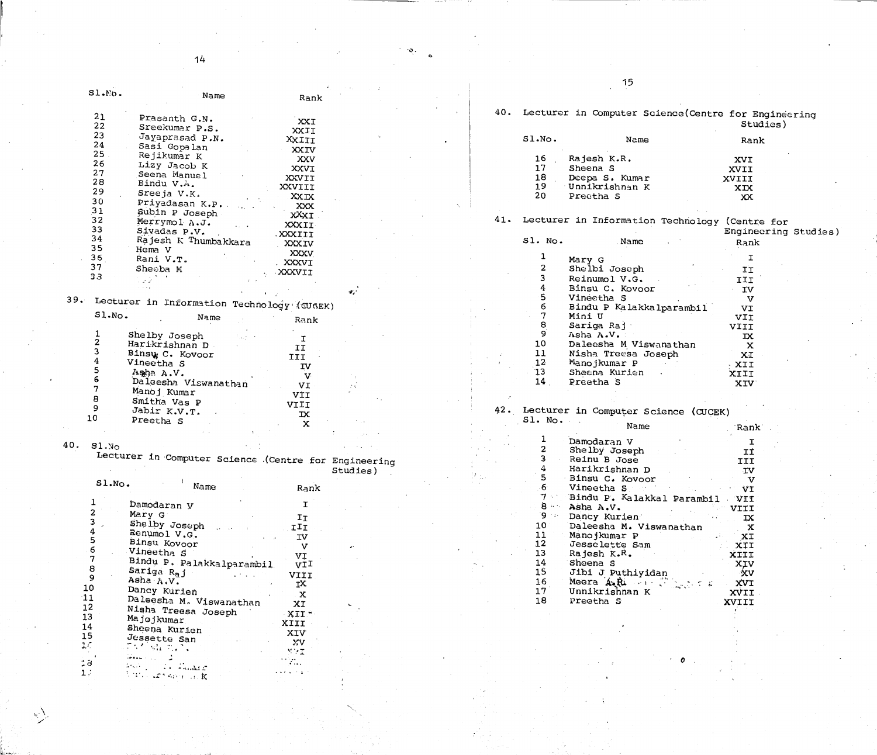| Sl.No. | Name | Rank |
|---|---|---|
| 21 | Prasanth G.N. | XXI |
| 22 | Sreekumar P.S. | XXII |
| 23 | Jayaprasad P.N. | XXIII |
| 24 | Sasi Gopalan | XXIV |
| 25 | Rejikumar K | XXV |
| 26 | Lizy Jacob K | XXVI |
| 27 | Seena Manuel | XXVII |
| 28 | Bindu V.A. | XXVIII |
| 29 | Sreeja V.K. | XXIX |
| 30 | Priyadasan K.P. | XXX |
| 31 | Subin P Joseph | XXXI |
| 32 | Merrymol A.J. | XXXII |
| 33 | Sivadas P.V. | XXXIII |
| 34 | Rajesh K Thumbakkara | XXXIV |
| 35 | Hema V | XXXV |
| 36 | Rani V.T. | XXXVI |
| 37 | Sheeba M | XXXVII |
| 38 | | |

39. Lecturer in Information Technology (CUCEK)

| Sl.No. | Name | Rank |
|---|---|---|
| 1 | Shelby Joseph | I |
| 2 | Harikrishnan D | II |
| 3 | Binsu C. Kovoor | III |
| 4 | Vineetha S | IV |
| 5 | Asha A.V. | V |
| 6 | Daleesha Viswanathan | VI |
| 7 | Manoj Kumar | VII |
| 8 | Smitha Vas P | VIII |
| 9 | Jabir K.V.T. | IX |
| 10 | Preetha S | X |

40. Lecturer in Computer Science (Centre for Engineering Studies)

| Sl.No. | Name | Rank |
|---|---|---|
| 1 | Damodaran V | I |
| 2 | Mary G | II |
| 3 | Shelby Joseph | III |
| 4 | Renumol V.G. | IV |
| 5 | Binsu Kovoor | V |
| 6 | Vineetha S | VI |
| 7 | Bindu P. Palakkalparambil | VII |
| 8 | Sariga Raj | VIII |
| 9 | Asha A.V. | IX |
| 10 | Dancy Kurien | X |
| 11 | Daleesha M. Viswanathan | XI |
| 12 | Nisha Treesa Joseph | XII |
| 13 | Majojkumar | XIII |
| 14 | Sheena Kurien | XIV |
| 15 | Jessette San | XV |
| 16 | | XVI |
| 17 | | |
| 18 | | |
| 19 | ... K | |

40. Lecturer in Computer Science (Centre for Engineering Studies)

| Sl.No. | Name | Rank |
|---|---|---|
| 16 | Rajesh K.R. | XVI |
| 17 | Sheena S | XVII |
| 18 | Deepa S. Kumar | XVIII |
| 19 | Unnikrishnan K | XIX |
| 20 | Preetha S | XX |

41. Lecturer in Information Technology (Centre for Engineering Studies)

| Sl. No. | Name | Rank |
|---|---|---|
| 1 | Mary G | I |
| 2 | Shelbi Joseph | II |
| 3 | Reinumol V.G. | III |
| 4 | Binsu C. Kovoor | IV |
| 5 | Vineetha S | V |
| 6 | Bindu P Kalakkalparambil | VI |
| 7 | Mini U | VII |
| 8 | Sariga Raj | VIII |
| 9 | Asha A.V. | IX |
| 10 | Daleesha M Viswanathan | X |
| 11 | Nisha Treesa Joseph | XI |
| 12 | Manojkumar P | XII |
| 13 | Sheena Kurien | XIII |
| 14 | Preetha S | XIV |

42. Lecturer in Computer Science (CUCEK)

| Sl. No. | Name | Rank |
|---|---|---|
| 1 | Damodaran V | I |
| 2 | Shelby Joseph | II |
| 3 | Reinu B Jose | III |
| 4 | Harikrishnan D | IV |
| 5 | Binsu C. Kovoor | V |
| 6 | Vineetha S | VI |
| 7 | Bindu P. Kalakkal Parambil | VII |
| 8 | Asha A.V. | VIII |
| 9 | Dancy Kurien | IX |
| 10 | Daleesha M. Viswanathan | X |
| 11 | Manojkumar P | XI |
| 12 | Jesselette Sam | XII |
| 13 | Rajesh K.R. | XIII |
| 14 | Sheena S | XIV |
| 15 | Jibi J Puthiyidan | XV |
| 16 | Meera A.R. | XVI |
| 17 | Unnikrishnan K | XVII |
| 18 | Preetha S | XVIII |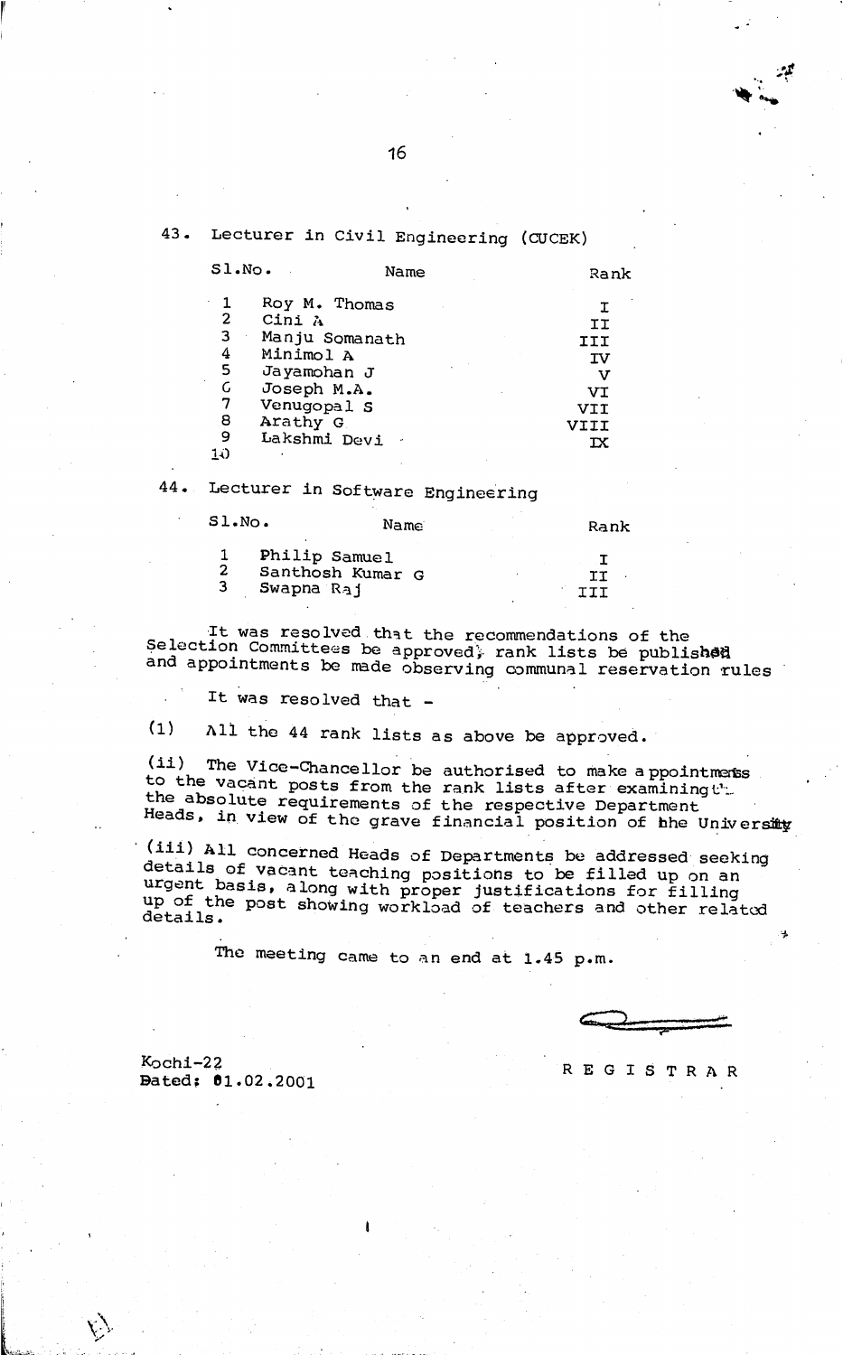43. Lecturer in Civil Engineering (CUCEK)

| Sl.No. | Name | Rank |
|---|---|---|
| 1 | Roy M. Thomas | I |
| 2 | Cini A | II |
| 3 | Manju Somanath | III |
| 4 | Minimol A | IV |
| 5 | Jayamohan J | V |
| 6 | Joseph M.A. | VI |
| 7 | Venugopal S | VII |
| 8 | Arathy G | VIII |
| 9 | Lakshmi Devi | IX |
| 10 | | |

44. Lecturer in Software Engineering

| Sl.No. | Name | Rank |
|---|---|---|
| 1 | Philip Samuel | I |
| 2 | Santhosh Kumar G | II |
| 3 | Swapna Raj | III |

It was resolved that the recommendations of the Selection Committees be approved, rank lists be published and appointments be made observing communal reservation rules

It was resolved that -

(1) All the 44 rank lists as above be approved.

(ii) The Vice-Chancellor be authorised to make appointments to the vacant posts from the rank lists after examining the absolute requirements of the respective Department Heads, in view of the grave financial position of the University

(iii) All concerned Heads of Departments be addressed seeking details of vacant teaching positions to be filled up on an urgent basis, along with proper justifications for filling up of the post showing workload of teachers and other related details.

The meeting came to an end at 1.45 p.m.

REGISTRAR

Kochi-22
Dated: 01.02.2001